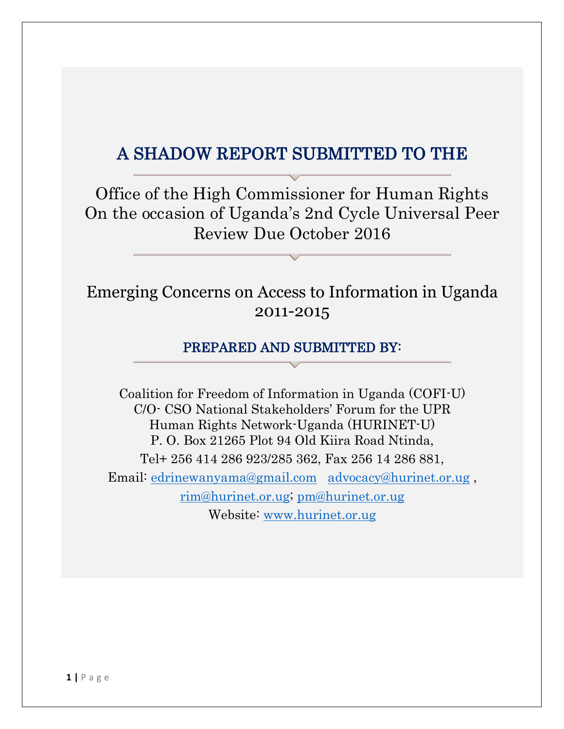# A SHADOW REPORT SUBMITTED TO THE

Office of the High Commissioner for Human Rights
On the occasion of Uganda's 2nd Cycle Universal Peer Review Due October 2016

## Emerging Concerns on Access to Information in Uganda 2011-2015

### PREPARED AND SUBMITTED BY:

Coalition for Freedom of Information in Uganda (COFI-U)
C/O- CSO National Stakeholders' Forum for the UPR
Human Rights Network-Uganda (HURINET-U)
P. O. Box 21265 Plot 94 Old Kiira Road Ntinda,
Tel+ 256 414 286 923/285 362, Fax 256 14 286 881,
Email: edrinewanyama@gmail.com advocacy@hurinet.or.ug , rim@hurinet.or.ug; pm@hurinet.or.ug
Website: www.hurinet.or.ug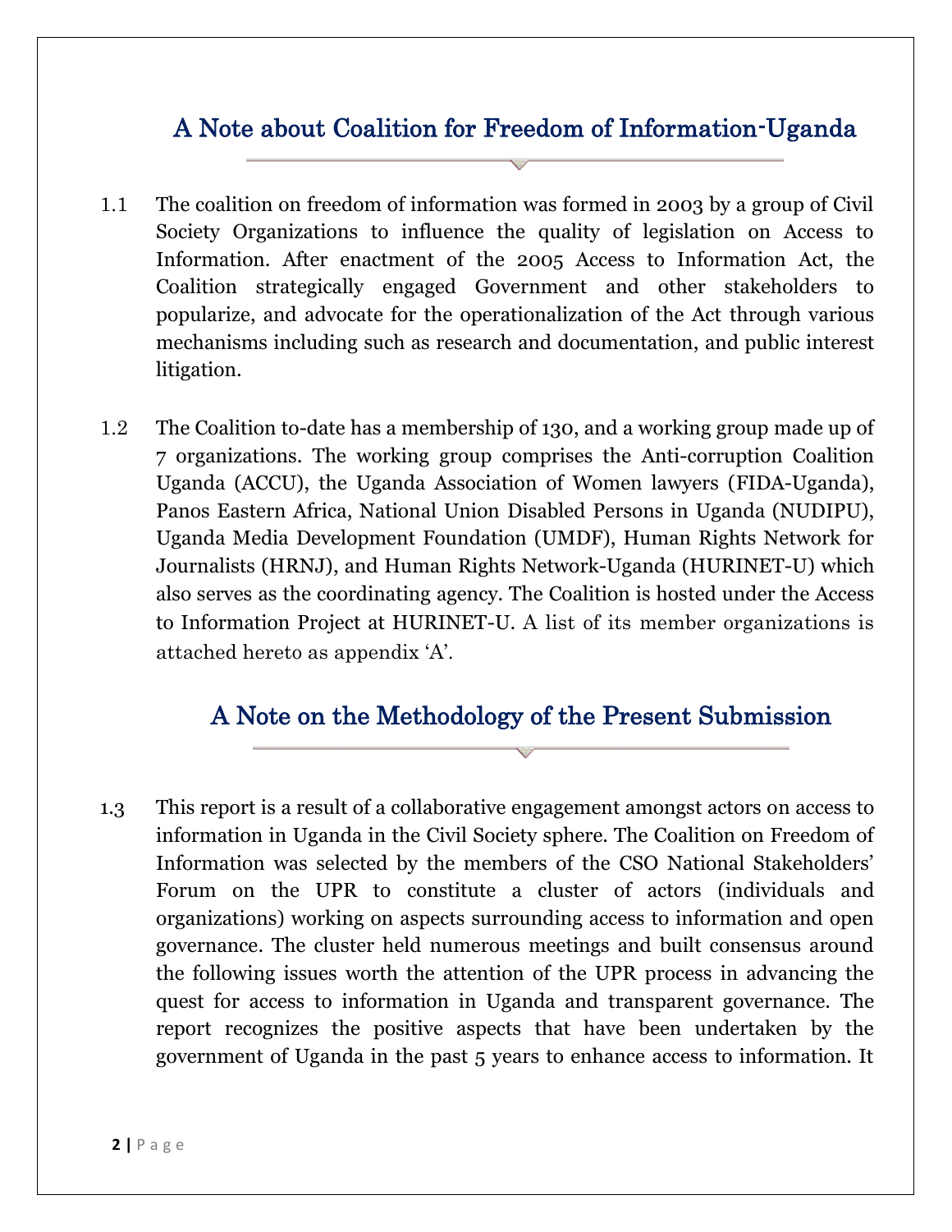## A Note about Coalition for Freedom of Information-Uganda

1.1 The coalition on freedom of information was formed in 2003 by a group of Civil Society Organizations to influence the quality of legislation on Access to Information. After enactment of the 2005 Access to Information Act, the Coalition strategically engaged Government and other stakeholders to popularize, and advocate for the operationalization of the Act through various mechanisms including such as research and documentation, and public interest litigation.

1.2 The Coalition to-date has a membership of 130, and a working group made up of 7 organizations. The working group comprises the Anti-corruption Coalition Uganda (ACCU), the Uganda Association of Women lawyers (FIDA-Uganda), Panos Eastern Africa, National Union Disabled Persons in Uganda (NUDIPU), Uganda Media Development Foundation (UMDF), Human Rights Network for Journalists (HRNJ), and Human Rights Network-Uganda (HURINET-U) which also serves as the coordinating agency. The Coalition is hosted under the Access to Information Project at HURINET-U. A list of its member organizations is attached hereto as appendix 'A'.

## A Note on the Methodology of the Present Submission

1.3 This report is a result of a collaborative engagement amongst actors on access to information in Uganda in the Civil Society sphere. The Coalition on Freedom of Information was selected by the members of the CSO National Stakeholders' Forum on the UPR to constitute a cluster of actors (individuals and organizations) working on aspects surrounding access to information and open governance. The cluster held numerous meetings and built consensus around the following issues worth the attention of the UPR process in advancing the quest for access to information in Uganda and transparent governance. The report recognizes the positive aspects that have been undertaken by the government of Uganda in the past 5 years to enhance access to information. It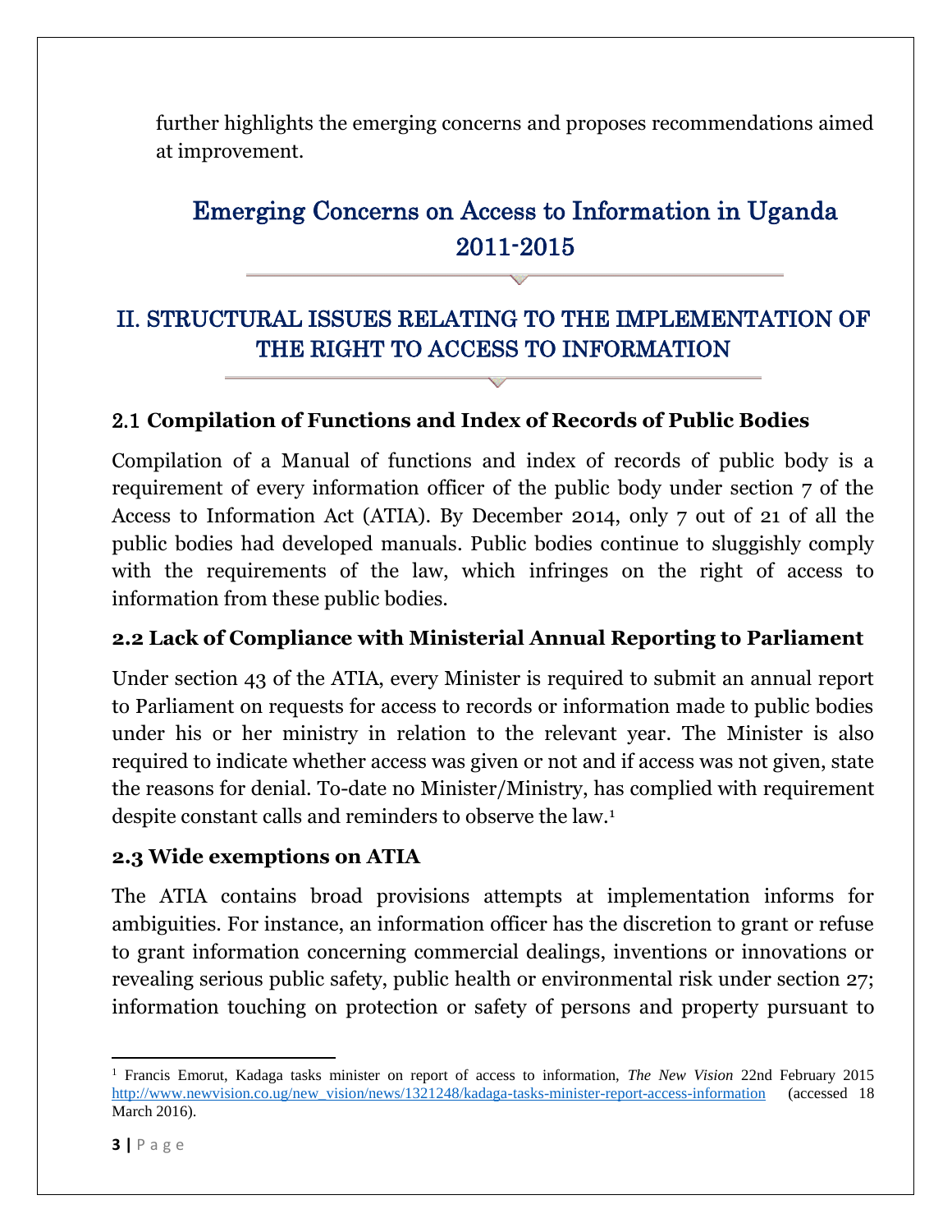further highlights the emerging concerns and proposes recommendations aimed at improvement.

# Emerging Concerns on Access to Information in Uganda 2011-2015

## II. STRUCTURAL ISSUES RELATING TO THE IMPLEMENTATION OF THE RIGHT TO ACCESS TO INFORMATION

### 2.1 Compilation of Functions and Index of Records of Public Bodies

Compilation of a Manual of functions and index of records of public body is a requirement of every information officer of the public body under section 7 of the Access to Information Act (ATIA). By December 2014, only 7 out of 21 of all the public bodies had developed manuals. Public bodies continue to sluggishly comply with the requirements of the law, which infringes on the right of access to information from these public bodies.

### 2.2 Lack of Compliance with Ministerial Annual Reporting to Parliament

Under section 43 of the ATIA, every Minister is required to submit an annual report to Parliament on requests for access to records or information made to public bodies under his or her ministry in relation to the relevant year. The Minister is also required to indicate whether access was given or not and if access was not given, state the reasons for denial. To-date no Minister/Ministry, has complied with requirement despite constant calls and reminders to observe the law.[1]

### 2.3 Wide exemptions on ATIA

The ATIA contains broad provisions attempts at implementation informs for ambiguities. For instance, an information officer has the discretion to grant or refuse to grant information concerning commercial dealings, inventions or innovations or revealing serious public safety, public health or environmental risk under section 27; information touching on protection or safety of persons and property pursuant to

---

[1] Francis Emorut, Kadaga tasks minister on report of access to information, *The New Vision* 22nd February 2015 http://www.newvision.co.ug/new_vision/news/1321248/kadaga-tasks-minister-report-access-information (accessed 18 March 2016).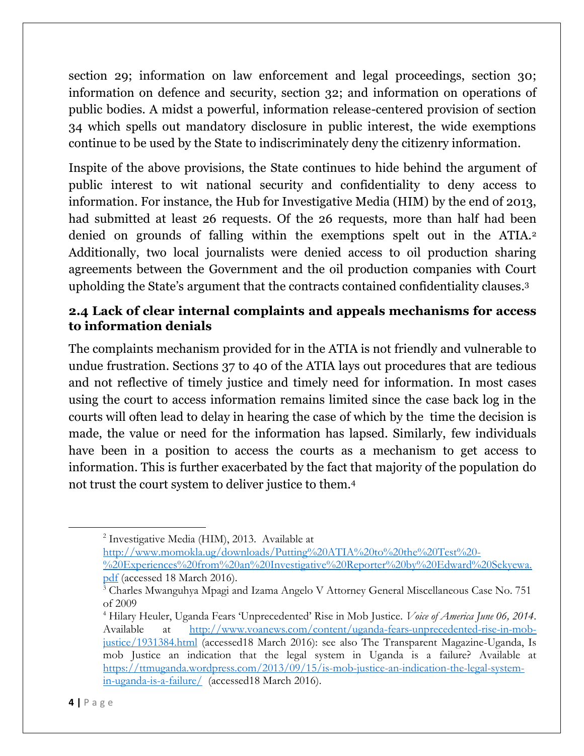section 29; information on law enforcement and legal proceedings, section 30; information on defence and security, section 32; and information on operations of public bodies. A midst a powerful, information release-centered provision of section 34 which spells out mandatory disclosure in public interest, the wide exemptions continue to be used by the State to indiscriminately deny the citizenry information.

Inspite of the above provisions, the State continues to hide behind the argument of public interest to wit national security and confidentiality to deny access to information. For instance, the Hub for Investigative Media (HIM) by the end of 2013, had submitted at least 26 requests. Of the 26 requests, more than half had been denied on grounds of falling within the exemptions spelt out in the ATIA.[2] Additionally, two local journalists were denied access to oil production sharing agreements between the Government and the oil production companies with Court upholding the State's argument that the contracts contained confidentiality clauses.[3]

### 2.4 Lack of clear internal complaints and appeals mechanisms for access to information denials

The complaints mechanism provided for in the ATIA is not friendly and vulnerable to undue frustration. Sections 37 to 40 of the ATIA lays out procedures that are tedious and not reflective of timely justice and timely need for information. In most cases using the court to access information remains limited since the case back log in the courts will often lead to delay in hearing the case of which by the time the decision is made, the value or need for the information has lapsed. Similarly, few individuals have been in a position to access the courts as a mechanism to get access to information. This is further exacerbated by the fact that majority of the population do not trust the court system to deliver justice to them.[4]

---

[2] Investigative Media (HIM), 2013. Available at http://www.momokla.ug/downloads/Putting%20ATIA%20to%20the%20Test%20-%20Experiences%20from%20an%20Investigative%20Reporter%20by%20Edward%20Sekyewa.pdf (accessed 18 March 2016).

[3] Charles Mwanguhya Mpagi and Izama Angelo V Attorney General Miscellaneous Case No. 751 of 2009

[4] Hilary Heuler, Uganda Fears 'Unprecedented' Rise in Mob Justice. *Voice of America June 06, 2014*. Available at http://www.voanews.com/content/uganda-fears-unprecedented-rise-in-mob-justice/1931384.html (accessed18 March 2016): see also The Transparent Magazine-Uganda, Is mob Justice an indication that the legal system in Uganda is a failure? Available at https://ttmuganda.wordpress.com/2013/09/15/is-mob-justice-an-indication-the-legal-system-in-uganda-is-a-failure/ (accessed18 March 2016).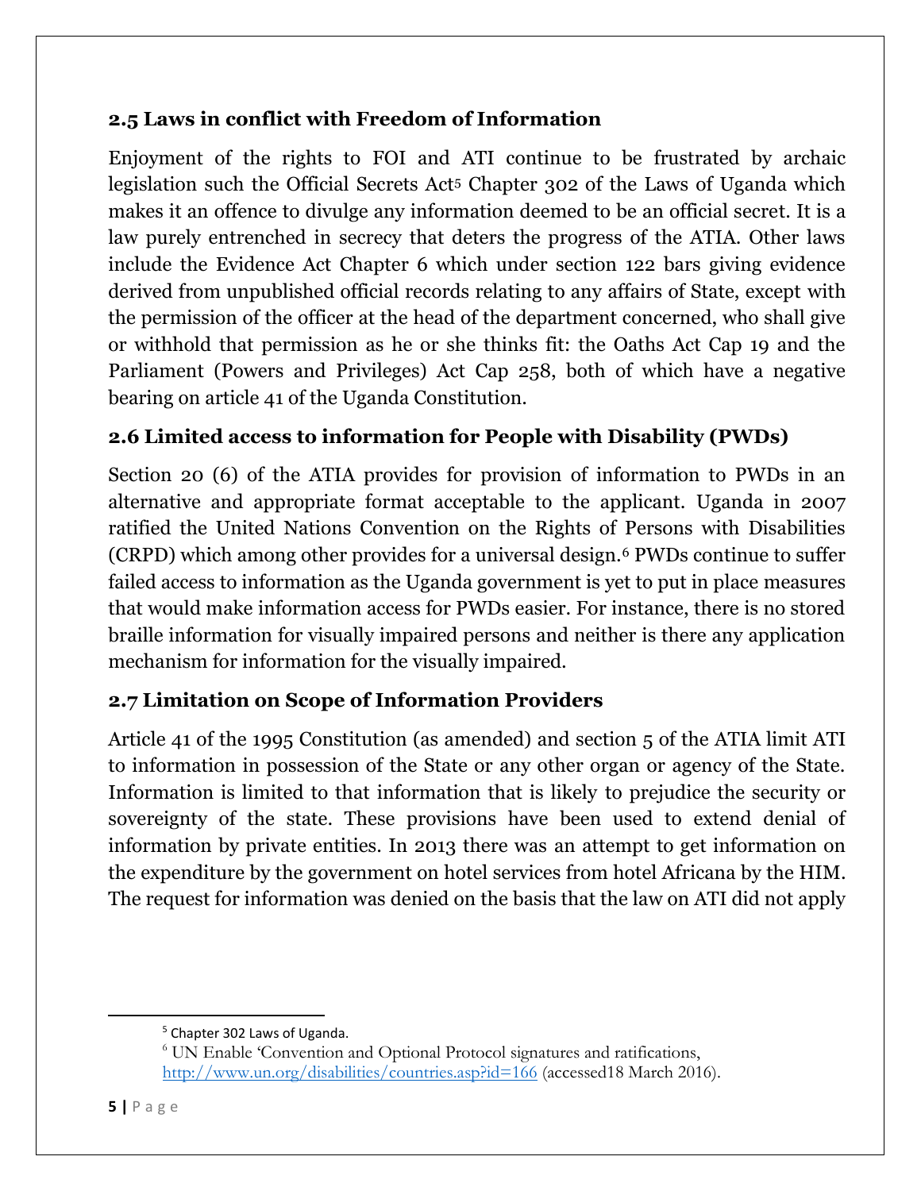## 2.5 Laws in conflict with Freedom of Information

Enjoyment of the rights to FOI and ATI continue to be frustrated by archaic legislation such the Official Secrets Act[5] Chapter 302 of the Laws of Uganda which makes it an offence to divulge any information deemed to be an official secret. It is a law purely entrenched in secrecy that deters the progress of the ATIA. Other laws include the Evidence Act Chapter 6 which under section 122 bars giving evidence derived from unpublished official records relating to any affairs of State, except with the permission of the officer at the head of the department concerned, who shall give or withhold that permission as he or she thinks fit: the Oaths Act Cap 19 and the Parliament (Powers and Privileges) Act Cap 258, both of which have a negative bearing on article 41 of the Uganda Constitution.

## 2.6 Limited access to information for People with Disability (PWDs)

Section 20 (6) of the ATIA provides for provision of information to PWDs in an alternative and appropriate format acceptable to the applicant. Uganda in 2007 ratified the United Nations Convention on the Rights of Persons with Disabilities (CRPD) which among other provides for a universal design.[6] PWDs continue to suffer failed access to information as the Uganda government is yet to put in place measures that would make information access for PWDs easier. For instance, there is no stored braille information for visually impaired persons and neither is there any application mechanism for information for the visually impaired.

## 2.7 Limitation on Scope of Information Providers

Article 41 of the 1995 Constitution (as amended) and section 5 of the ATIA limit ATI to information in possession of the State or any other organ or agency of the State. Information is limited to that information that is likely to prejudice the security or sovereignty of the state. These provisions have been used to extend denial of information by private entities. In 2013 there was an attempt to get information on the expenditure by the government on hotel services from hotel Africana by the HIM. The request for information was denied on the basis that the law on ATI did not apply

---

[5] Chapter 302 Laws of Uganda.

[6] UN Enable 'Convention and Optional Protocol signatures and ratifications, http://www.un.org/disabilities/countries.asp?id=166 (accessed18 March 2016).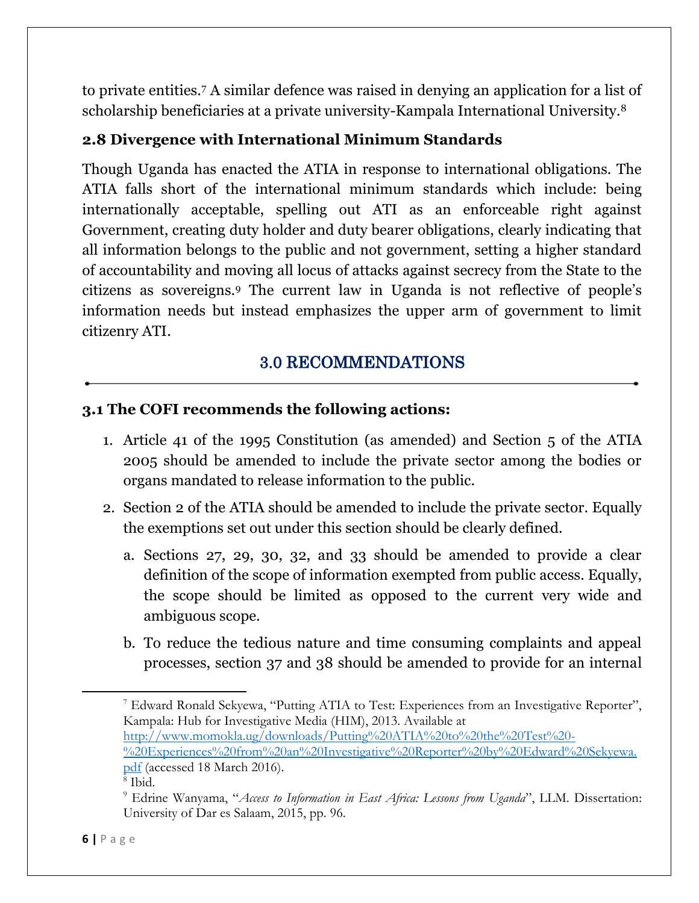to private entities.[7] A similar defence was raised in denying an application for a list of scholarship beneficiaries at a private university-Kampala International University.[8]

### 2.8 Divergence with International Minimum Standards

Though Uganda has enacted the ATIA in response to international obligations. The ATIA falls short of the international minimum standards which include: being internationally acceptable, spelling out ATI as an enforceable right against Government, creating duty holder and duty bearer obligations, clearly indicating that all information belongs to the public and not government, setting a higher standard of accountability and moving all locus of attacks against secrecy from the State to the citizens as sovereigns.[9] The current law in Uganda is not reflective of people's information needs but instead emphasizes the upper arm of government to limit citizenry ATI.

## 3.0 RECOMMENDATIONS

### 3.1 The COFI recommends the following actions:

1. Article 41 of the 1995 Constitution (as amended) and Section 5 of the ATIA 2005 should be amended to include the private sector among the bodies or organs mandated to release information to the public.
2. Section 2 of the ATIA should be amended to include the private sector. Equally the exemptions set out under this section should be clearly defined.
   a. Sections 27, 29, 30, 32, and 33 should be amended to provide a clear definition of the scope of information exempted from public access. Equally, the scope should be limited as opposed to the current very wide and ambiguous scope.
   b. To reduce the tedious nature and time consuming complaints and appeal processes, section 37 and 38 should be amended to provide for an internal

---

[7] Edward Ronald Sekyewa, "Putting ATIA to Test: Experiences from an Investigative Reporter", Kampala: Hub for Investigative Media (HIM), 2013. Available at [http://www.momokla.ug/downloads/Putting%20ATIA%20to%20the%20Test%20-%20Experiences%20from%20an%20Investigative%20Reporter%20by%20Edward%20Sekyewa.pdf](http://www.momokla.ug/downloads/Putting%20ATIA%20to%20the%20Test%20-%20Experiences%20from%20an%20Investigative%20Reporter%20by%20Edward%20Sekyewa.pdf) (accessed 18 March 2016).

[8] Ibid.

[9] Edrine Wanyama, "*Access to Information in East Africa: Lessons from Uganda*", LLM. Dissertation: University of Dar es Salaam, 2015, pp. 96.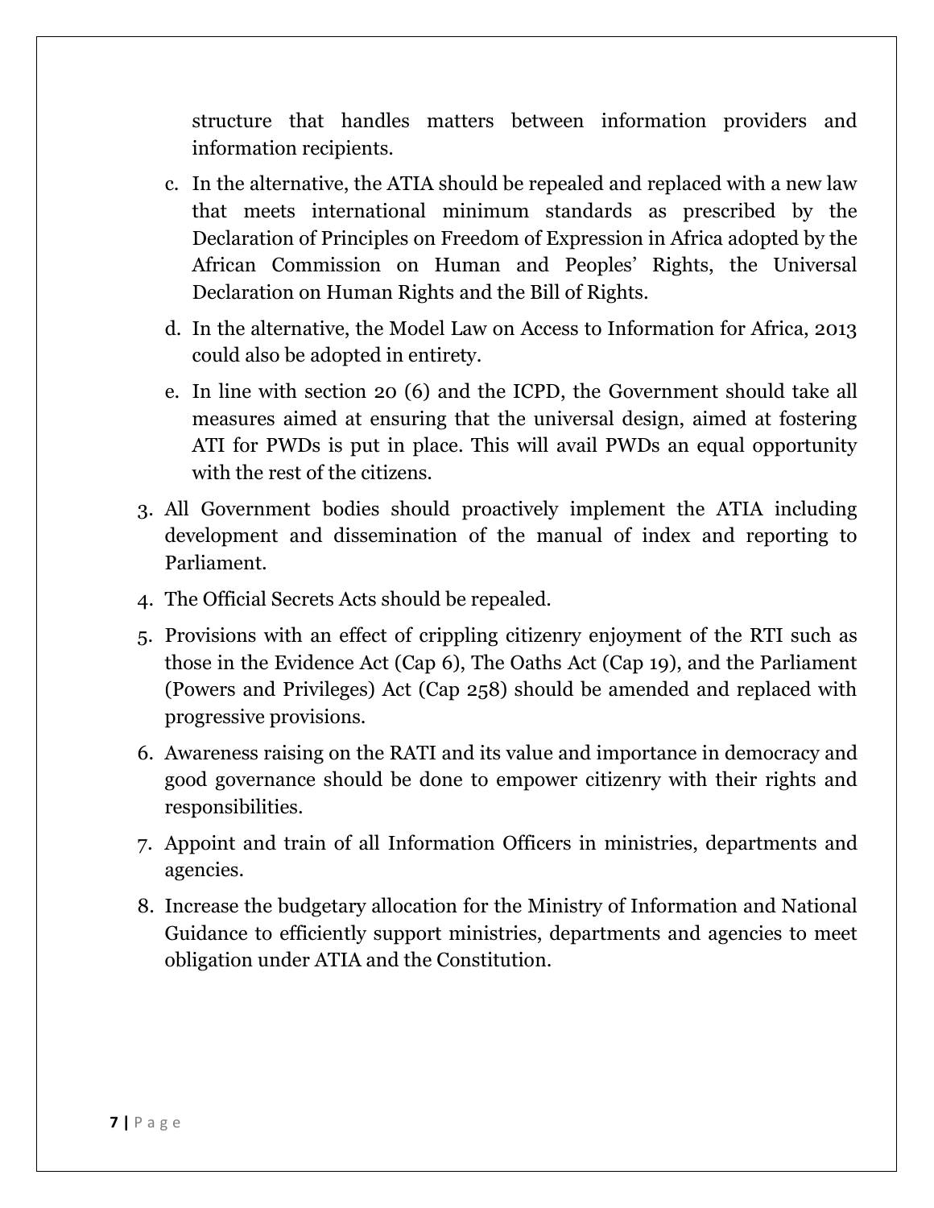structure that handles matters between information providers and information recipients.

   c. In the alternative, the ATIA should be repealed and replaced with a new law that meets international minimum standards as prescribed by the Declaration of Principles on Freedom of Expression in Africa adopted by the African Commission on Human and Peoples' Rights, the Universal Declaration on Human Rights and the Bill of Rights.

   d. In the alternative, the Model Law on Access to Information for Africa, 2013 could also be adopted in entirety.

   e. In line with section 20 (6) and the ICPD, the Government should take all measures aimed at ensuring that the universal design, aimed at fostering ATI for PWDs is put in place. This will avail PWDs an equal opportunity with the rest of the citizens.

3. All Government bodies should proactively implement the ATIA including development and dissemination of the manual of index and reporting to Parliament.
4. The Official Secrets Acts should be repealed.
5. Provisions with an effect of crippling citizenry enjoyment of the RTI such as those in the Evidence Act (Cap 6), The Oaths Act (Cap 19), and the Parliament (Powers and Privileges) Act (Cap 258) should be amended and replaced with progressive provisions.
6. Awareness raising on the RATI and its value and importance in democracy and good governance should be done to empower citizenry with their rights and responsibilities.
7. Appoint and train of all Information Officers in ministries, departments and agencies.
8. Increase the budgetary allocation for the Ministry of Information and National Guidance to efficiently support ministries, departments and agencies to meet obligation under ATIA and the Constitution.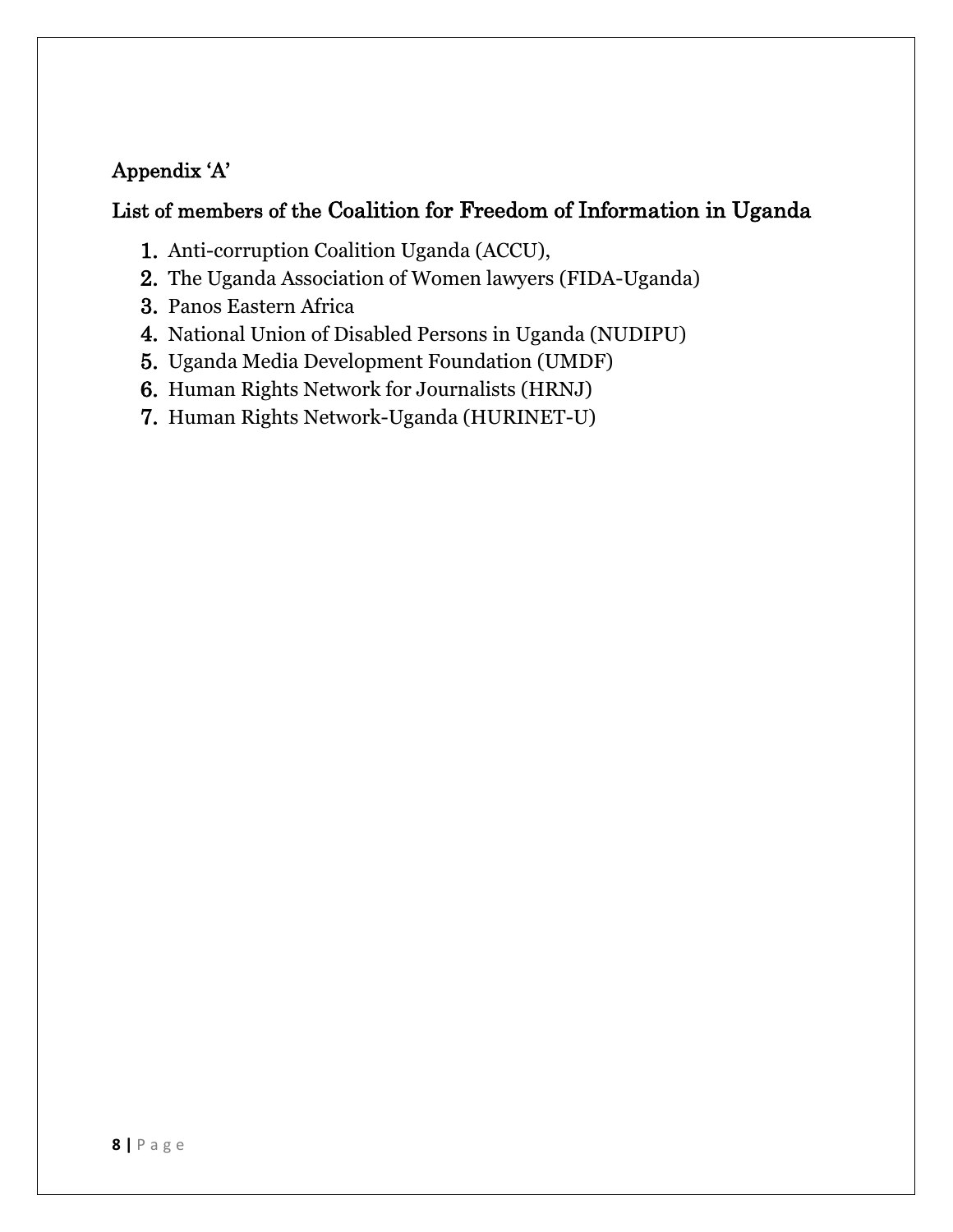## Appendix 'A'

## List of members of the Coalition for Freedom of Information in Uganda

1. Anti-corruption Coalition Uganda (ACCU),
2. The Uganda Association of Women lawyers (FIDA-Uganda)
3. Panos Eastern Africa
4. National Union of Disabled Persons in Uganda (NUDIPU)
5. Uganda Media Development Foundation (UMDF)
6. Human Rights Network for Journalists (HRNJ)
7. Human Rights Network-Uganda (HURINET-U)